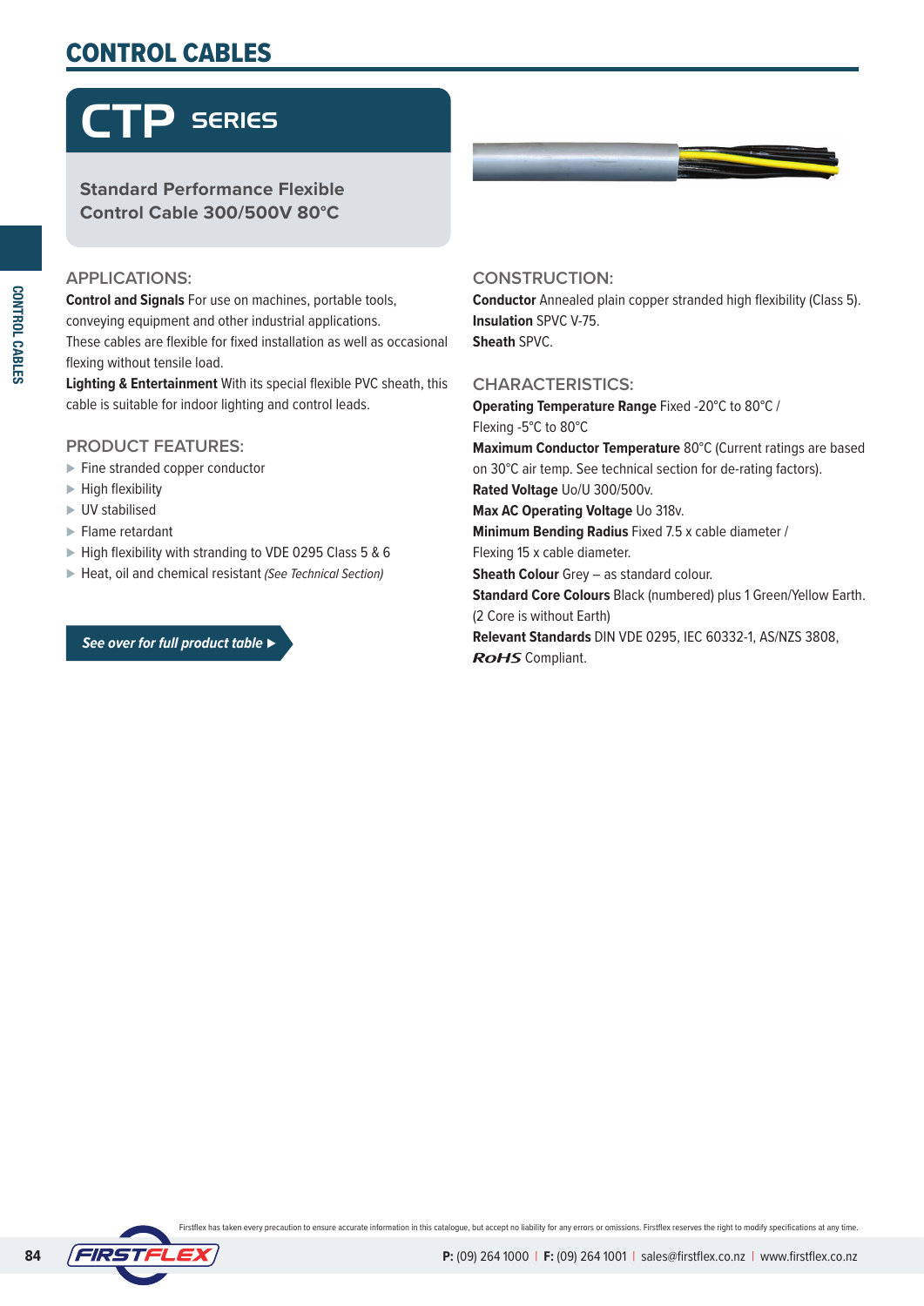# CONTROL CABLES

## CTP SERIES

**Standard Performance Flexible Control Cable 300/500V 80°C**

### APPLICATIONS:

**Control and Signals** For use on machines, portable tools, conveying equipment and other industrial applications. These cables are flexible for fixed installation as well as occasional flexing without tensile load.

**Lighting & Entertainment** With its special flexible PVC sheath, this cable is suitable for indoor lighting and control leads.

### PRODUCT FEATURES:

- Fine stranded copper conductor
- High flexibility
- UV stabilised
- Flame retardant
- High flexibility with stranding to VDE 0295 Class 5 & 6
- Heat, oil and chemical resistant *(See Technical Section)*

***See over for full product table ▶***

### CONSTRUCTION:

**Conductor** Annealed plain copper stranded high flexibility (Class 5).
**Insulation** SPVC V-75.
**Sheath** SPVC.

### CHARACTERISTICS:

**Operating Temperature Range** Fixed -20°C to 80°C / Flexing -5°C to 80°C
**Maximum Conductor Temperature** 80°C (Current ratings are based on 30°C air temp. See technical section for de-rating factors).
**Rated Voltage** Uo/U 300/500v.
**Max AC Operating Voltage** Uo 318v.
**Minimum Bending Radius** Fixed 7.5 x cable diameter / Flexing 15 x cable diameter.
**Sheath Colour** Grey – as standard colour.
**Standard Core Colours** Black (numbered) plus 1 Green/Yellow Earth. (2 Core is without Earth)
**Relevant Standards** DIN VDE 0295, IEC 60332-1, AS/NZS 3808, ***RoHS*** Compliant.

Firstflex has taken every precaution to ensure accurate information in this catalogue, but accept no liability for any errors or omissions. Firstflex reserves the right to modify specifications at any time.

**P:** (09) 264 1000 | **F:** (09) 264 1001 | sales@firstflex.co.nz | www.firstflex.co.nz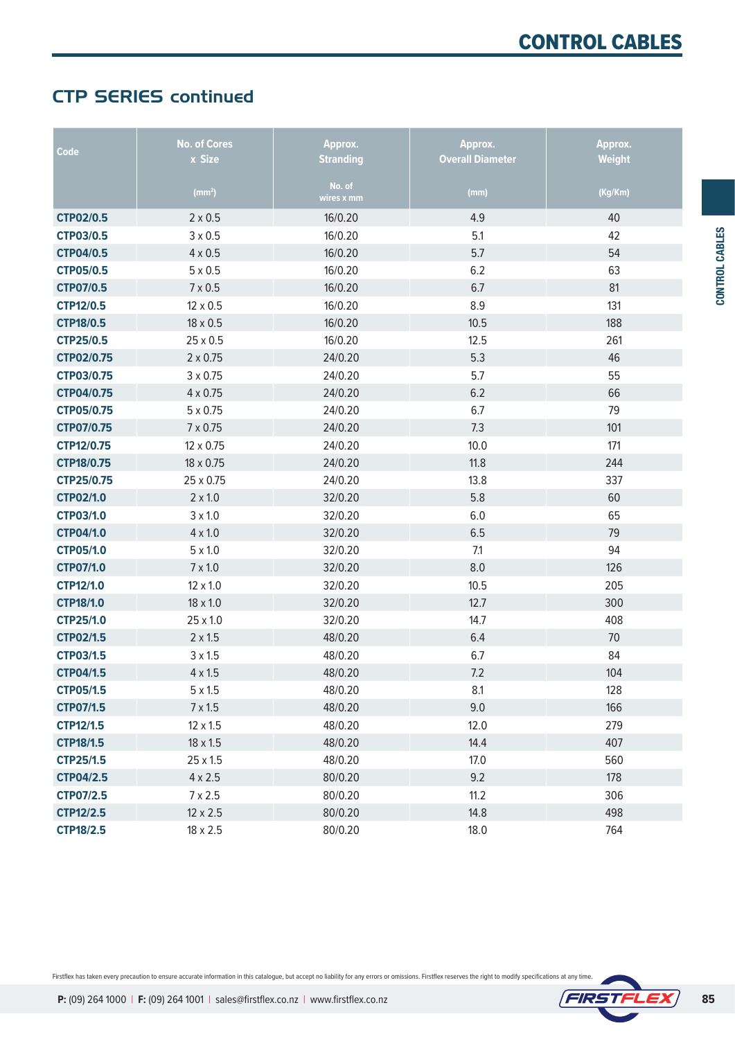# CONTROL CABLES

## CTP SERIES continued

| Code | No. of Cores x Size (mm²) | Approx. Stranding No. of wires x mm | Approx. Overall Diameter (mm) | Approx. Weight (Kg/Km) |
|---|---|---|---|---|
| CTP02/0.5 | 2 x 0.5 | 16/0.20 | 4.9 | 40 |
| CTP03/0.5 | 3 x 0.5 | 16/0.20 | 5.1 | 42 |
| CTP04/0.5 | 4 x 0.5 | 16/0.20 | 5.7 | 54 |
| CTP05/0.5 | 5 x 0.5 | 16/0.20 | 6.2 | 63 |
| CTP07/0.5 | 7 x 0.5 | 16/0.20 | 6.7 | 81 |
| CTP12/0.5 | 12 x 0.5 | 16/0.20 | 8.9 | 131 |
| CTP18/0.5 | 18 x 0.5 | 16/0.20 | 10.5 | 188 |
| CTP25/0.5 | 25 x 0.5 | 16/0.20 | 12.5 | 261 |
| CTP02/0.75 | 2 x 0.75 | 24/0.20 | 5.3 | 46 |
| CTP03/0.75 | 3 x 0.75 | 24/0.20 | 5.7 | 55 |
| CTP04/0.75 | 4 x 0.75 | 24/0.20 | 6.2 | 66 |
| CTP05/0.75 | 5 x 0.75 | 24/0.20 | 6.7 | 79 |
| CTP07/0.75 | 7 x 0.75 | 24/0.20 | 7.3 | 101 |
| CTP12/0.75 | 12 x 0.75 | 24/0.20 | 10.0 | 171 |
| CTP18/0.75 | 18 x 0.75 | 24/0.20 | 11.8 | 244 |
| CTP25/0.75 | 25 x 0.75 | 24/0.20 | 13.8 | 337 |
| CTP02/1.0 | 2 x 1.0 | 32/0.20 | 5.8 | 60 |
| CTP03/1.0 | 3 x 1.0 | 32/0.20 | 6.0 | 65 |
| CTP04/1.0 | 4 x 1.0 | 32/0.20 | 6.5 | 79 |
| CTP05/1.0 | 5 x 1.0 | 32/0.20 | 7.1 | 94 |
| CTP07/1.0 | 7 x 1.0 | 32/0.20 | 8.0 | 126 |
| CTP12/1.0 | 12 x 1.0 | 32/0.20 | 10.5 | 205 |
| CTP18/1.0 | 18 x 1.0 | 32/0.20 | 12.7 | 300 |
| CTP25/1.0 | 25 x 1.0 | 32/0.20 | 14.7 | 408 |
| CTP02/1.5 | 2 x 1.5 | 48/0.20 | 6.4 | 70 |
| CTP03/1.5 | 3 x 1.5 | 48/0.20 | 6.7 | 84 |
| CTP04/1.5 | 4 x 1.5 | 48/0.20 | 7.2 | 104 |
| CTP05/1.5 | 5 x 1.5 | 48/0.20 | 8.1 | 128 |
| CTP07/1.5 | 7 x 1.5 | 48/0.20 | 9.0 | 166 |
| CTP12/1.5 | 12 x 1.5 | 48/0.20 | 12.0 | 279 |
| CTP18/1.5 | 18 x 1.5 | 48/0.20 | 14.4 | 407 |
| CTP25/1.5 | 25 x 1.5 | 48/0.20 | 17.0 | 560 |
| CTP04/2.5 | 4 x 2.5 | 80/0.20 | 9.2 | 178 |
| CTP07/2.5 | 7 x 2.5 | 80/0.20 | 11.2 | 306 |
| CTP12/2.5 | 12 x 2.5 | 80/0.20 | 14.8 | 498 |
| CTP18/2.5 | 18 x 2.5 | 80/0.20 | 18.0 | 764 |

Firstflex has taken every precaution to ensure accurate information in this catalogue, but accept no liability for any errors or omissions. Firstflex reserves the right to modify specifications at any time.

**P:** (09) 264 1000 | **F:** (09) 264 1001 | sales@firstflex.co.nz | www.firstflex.co.nz